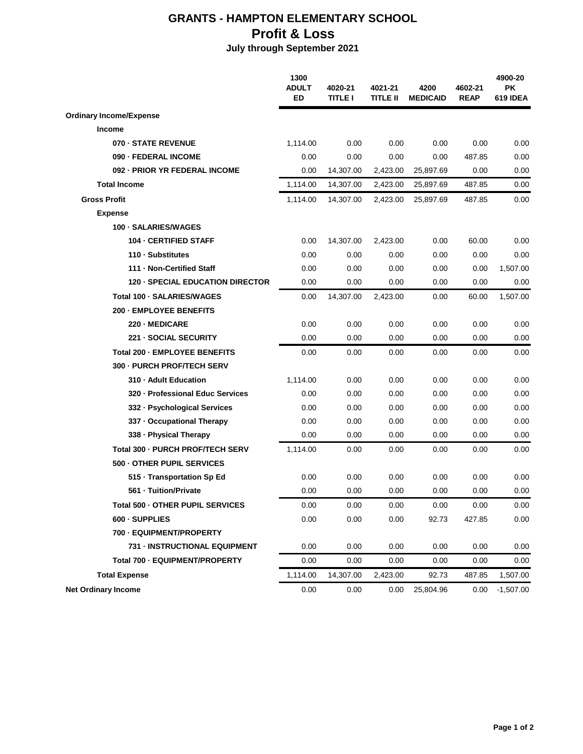# GRANTS - HAMPTON ELEMENTARY SCHOOL
## Profit & Loss
### July through September 2021

| | 1300 ADULT ED | 4020-21 TITLE I | 4021-21 TITLE II | 4200 MEDICAID | 4602-21 REAP | 4900-20 PK 619 IDEA |
|---|---|---|---|---|---|---|
| **Ordinary Income/Expense** | | | | | | |
| **Income** | | | | | | |
| **070 · STATE REVENUE** | 1,114.00 | 0.00 | 0.00 | 0.00 | 0.00 | 0.00 |
| **090 · FEDERAL INCOME** | 0.00 | 0.00 | 0.00 | 0.00 | 487.85 | 0.00 |
| **092 · PRIOR YR FEDERAL INCOME** | 0.00 | 14,307.00 | 2,423.00 | 25,897.69 | 0.00 | 0.00 |
| **Total Income** | 1,114.00 | 14,307.00 | 2,423.00 | 25,897.69 | 487.85 | 0.00 |
| **Gross Profit** | 1,114.00 | 14,307.00 | 2,423.00 | 25,897.69 | 487.85 | 0.00 |
| **Expense** | | | | | | |
| **100 · SALARIES/WAGES** | | | | | | |
| **104 · CERTIFIED STAFF** | 0.00 | 14,307.00 | 2,423.00 | 0.00 | 60.00 | 0.00 |
| **110 · Substitutes** | 0.00 | 0.00 | 0.00 | 0.00 | 0.00 | 0.00 |
| **111 · Non-Certified Staff** | 0.00 | 0.00 | 0.00 | 0.00 | 0.00 | 1,507.00 |
| **120 · SPECIAL EDUCATION DIRECTOR** | 0.00 | 0.00 | 0.00 | 0.00 | 0.00 | 0.00 |
| **Total 100 · SALARIES/WAGES** | 0.00 | 14,307.00 | 2,423.00 | 0.00 | 60.00 | 1,507.00 |
| **200 · EMPLOYEE BENEFITS** | | | | | | |
| **220 · MEDICARE** | 0.00 | 0.00 | 0.00 | 0.00 | 0.00 | 0.00 |
| **221 · SOCIAL SECURITY** | 0.00 | 0.00 | 0.00 | 0.00 | 0.00 | 0.00 |
| **Total 200 · EMPLOYEE BENEFITS** | 0.00 | 0.00 | 0.00 | 0.00 | 0.00 | 0.00 |
| **300 · PURCH PROF/TECH SERV** | | | | | | |
| **310 · Adult Education** | 1,114.00 | 0.00 | 0.00 | 0.00 | 0.00 | 0.00 |
| **320 · Professional Educ Services** | 0.00 | 0.00 | 0.00 | 0.00 | 0.00 | 0.00 |
| **332 · Psychological Services** | 0.00 | 0.00 | 0.00 | 0.00 | 0.00 | 0.00 |
| **337 · Occupational Therapy** | 0.00 | 0.00 | 0.00 | 0.00 | 0.00 | 0.00 |
| **338 · Physical Therapy** | 0.00 | 0.00 | 0.00 | 0.00 | 0.00 | 0.00 |
| **Total 300 · PURCH PROF/TECH SERV** | 1,114.00 | 0.00 | 0.00 | 0.00 | 0.00 | 0.00 |
| **500 · OTHER PUPIL SERVICES** | | | | | | |
| **515 · Transportation Sp Ed** | 0.00 | 0.00 | 0.00 | 0.00 | 0.00 | 0.00 |
| **561 · Tuition/Private** | 0.00 | 0.00 | 0.00 | 0.00 | 0.00 | 0.00 |
| **Total 500 · OTHER PUPIL SERVICES** | 0.00 | 0.00 | 0.00 | 0.00 | 0.00 | 0.00 |
| **600 · SUPPLIES** | 0.00 | 0.00 | 0.00 | 92.73 | 427.85 | 0.00 |
| **700 · EQUIPMENT/PROPERTY** | | | | | | |
| **731 · INSTRUCTIONAL EQUIPMENT** | 0.00 | 0.00 | 0.00 | 0.00 | 0.00 | 0.00 |
| **Total 700 · EQUIPMENT/PROPERTY** | 0.00 | 0.00 | 0.00 | 0.00 | 0.00 | 0.00 |
| **Total Expense** | 1,114.00 | 14,307.00 | 2,423.00 | 92.73 | 487.85 | 1,507.00 |
| **Net Ordinary Income** | 0.00 | 0.00 | 0.00 | 25,804.96 | 0.00 | -1,507.00 |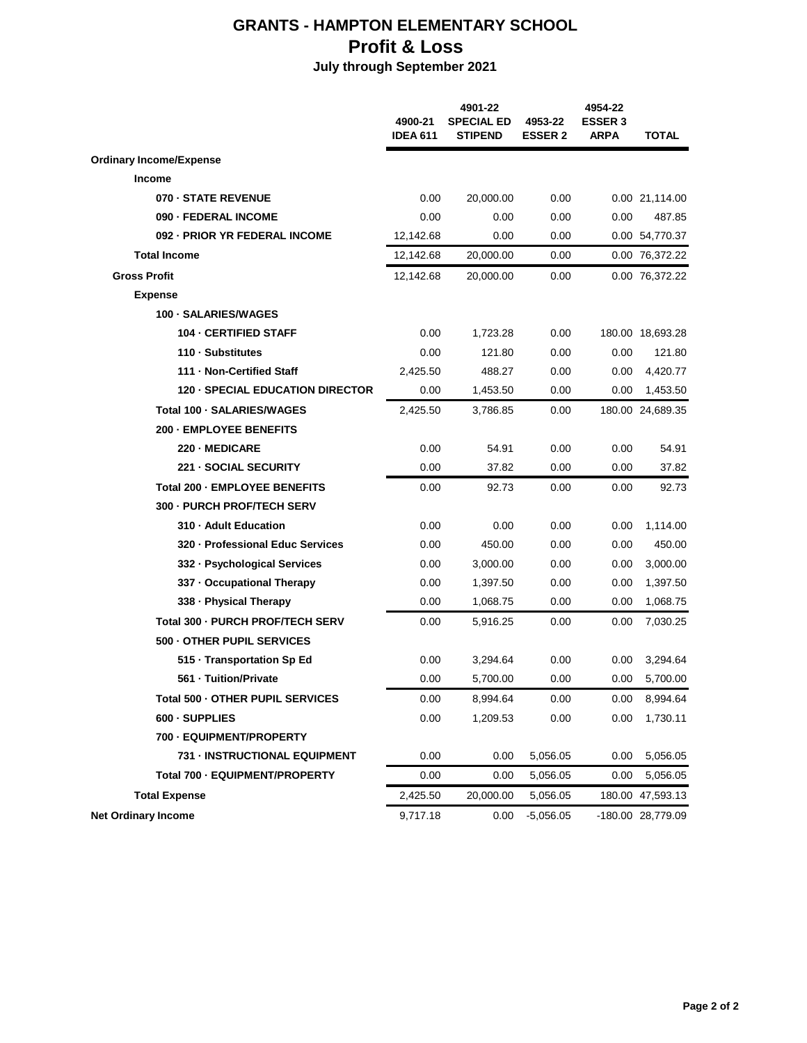# GRANTS - HAMPTON ELEMENTARY SCHOOL
## Profit & Loss
### July through September 2021

| | 4900-21 IDEA 611 | 4901-22 SPECIAL ED STIPEND | 4953-22 ESSER 2 | 4954-22 ESSER 3 ARPA | TOTAL |
|---|---|---|---|---|---|
| **Ordinary Income/Expense** | | | | | |
| **Income** | | | | | |
| **070 · STATE REVENUE** | 0.00 | 20,000.00 | 0.00 | 0.00 | 21,114.00 |
| **090 · FEDERAL INCOME** | 0.00 | 0.00 | 0.00 | 0.00 | 487.85 |
| **092 · PRIOR YR FEDERAL INCOME** | 12,142.68 | 0.00 | 0.00 | 0.00 | 54,770.37 |
| **Total Income** | 12,142.68 | 20,000.00 | 0.00 | 0.00 | 76,372.22 |
| **Gross Profit** | 12,142.68 | 20,000.00 | 0.00 | 0.00 | 76,372.22 |
| **Expense** | | | | | |
| **100 · SALARIES/WAGES** | | | | | |
| **104 · CERTIFIED STAFF** | 0.00 | 1,723.28 | 0.00 | 180.00 | 18,693.28 |
| **110 · Substitutes** | 0.00 | 121.80 | 0.00 | 0.00 | 121.80 |
| **111 · Non-Certified Staff** | 2,425.50 | 488.27 | 0.00 | 0.00 | 4,420.77 |
| **120 · SPECIAL EDUCATION DIRECTOR** | 0.00 | 1,453.50 | 0.00 | 0.00 | 1,453.50 |
| **Total 100 · SALARIES/WAGES** | 2,425.50 | 3,786.85 | 0.00 | 180.00 | 24,689.35 |
| **200 · EMPLOYEE BENEFITS** | | | | | |
| **220 · MEDICARE** | 0.00 | 54.91 | 0.00 | 0.00 | 54.91 |
| **221 · SOCIAL SECURITY** | 0.00 | 37.82 | 0.00 | 0.00 | 37.82 |
| **Total 200 · EMPLOYEE BENEFITS** | 0.00 | 92.73 | 0.00 | 0.00 | 92.73 |
| **300 · PURCH PROF/TECH SERV** | | | | | |
| **310 · Adult Education** | 0.00 | 0.00 | 0.00 | 0.00 | 1,114.00 |
| **320 · Professional Educ Services** | 0.00 | 450.00 | 0.00 | 0.00 | 450.00 |
| **332 · Psychological Services** | 0.00 | 3,000.00 | 0.00 | 0.00 | 3,000.00 |
| **337 · Occupational Therapy** | 0.00 | 1,397.50 | 0.00 | 0.00 | 1,397.50 |
| **338 · Physical Therapy** | 0.00 | 1,068.75 | 0.00 | 0.00 | 1,068.75 |
| **Total 300 · PURCH PROF/TECH SERV** | 0.00 | 5,916.25 | 0.00 | 0.00 | 7,030.25 |
| **500 · OTHER PUPIL SERVICES** | | | | | |
| **515 · Transportation Sp Ed** | 0.00 | 3,294.64 | 0.00 | 0.00 | 3,294.64 |
| **561 · Tuition/Private** | 0.00 | 5,700.00 | 0.00 | 0.00 | 5,700.00 |
| **Total 500 · OTHER PUPIL SERVICES** | 0.00 | 8,994.64 | 0.00 | 0.00 | 8,994.64 |
| **600 · SUPPLIES** | 0.00 | 1,209.53 | 0.00 | 0.00 | 1,730.11 |
| **700 · EQUIPMENT/PROPERTY** | | | | | |
| **731 · INSTRUCTIONAL EQUIPMENT** | 0.00 | 0.00 | 5,056.05 | 0.00 | 5,056.05 |
| **Total 700 · EQUIPMENT/PROPERTY** | 0.00 | 0.00 | 5,056.05 | 0.00 | 5,056.05 |
| **Total Expense** | 2,425.50 | 20,000.00 | 5,056.05 | 180.00 | 47,593.13 |
| **Net Ordinary Income** | 9,717.18 | 0.00 | -5,056.05 | -180.00 | 28,779.09 |